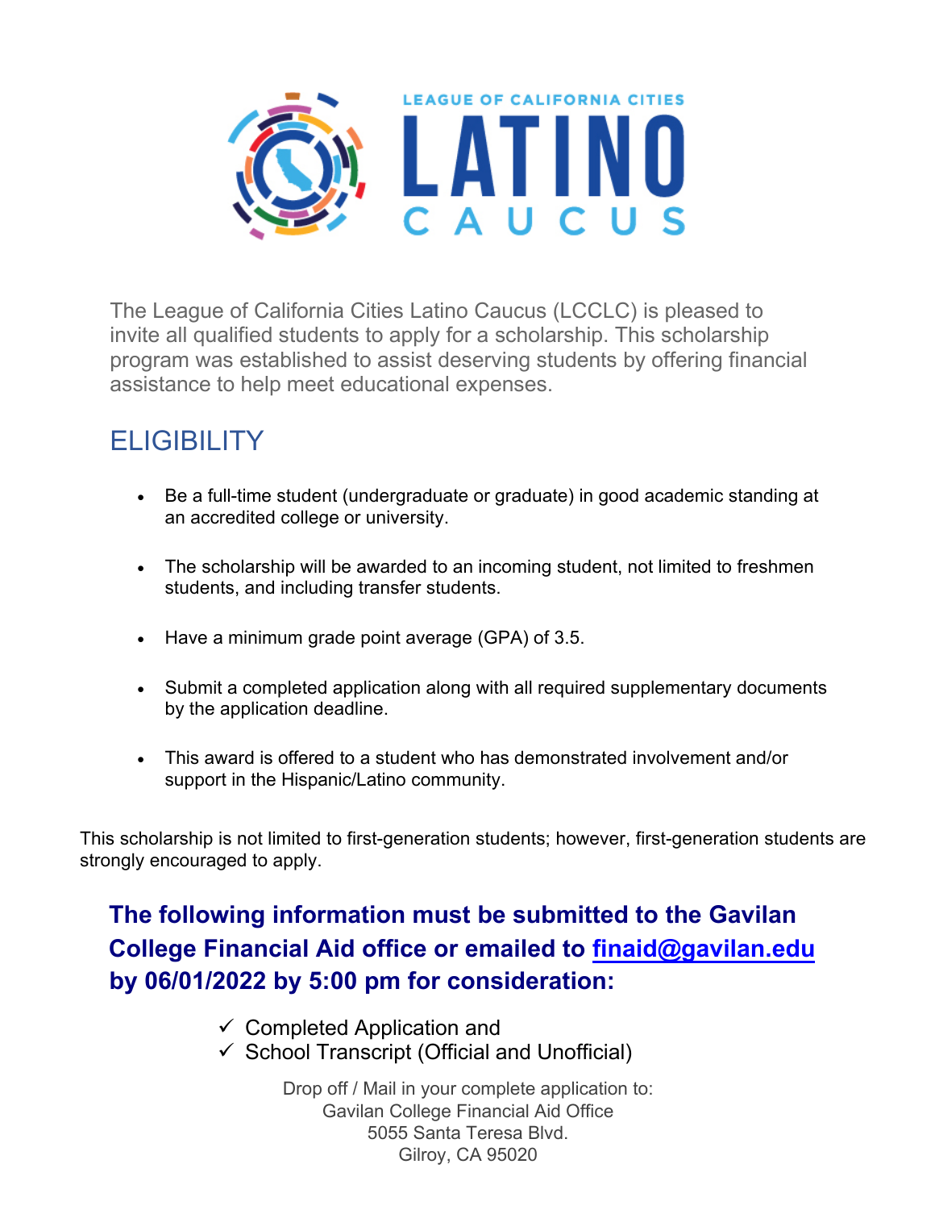LEAGUE OF CALIFORNIA CITIES

# LATINO CAUCUS

The League of California Cities Latino Caucus (LCCLC) is pleased to invite all qualified students to apply for a scholarship. This scholarship program was established to assist deserving students by offering financial assistance to help meet educational expenses.

## ELIGIBILITY

- Be a full-time student (undergraduate or graduate) in good academic standing at an accredited college or university.
- The scholarship will be awarded to an incoming student, not limited to freshmen students, and including transfer students.
- Have a minimum grade point average (GPA) of 3.5.
- Submit a completed application along with all required supplementary documents by the application deadline.
- This award is offered to a student who has demonstrated involvement and/or support in the Hispanic/Latino community.

This scholarship is not limited to first-generation students; however, first-generation students are strongly encouraged to apply.

**The following information must be submitted to the Gavilan College Financial Aid office or emailed to finaid@gavilan.edu by 06/01/2022 by 5:00 pm for consideration:**

- ✓ Completed Application and
- ✓ School Transcript (Official and Unofficial)

Drop off / Mail in your complete application to:
Gavilan College Financial Aid Office
5055 Santa Teresa Blvd.
Gilroy, CA 95020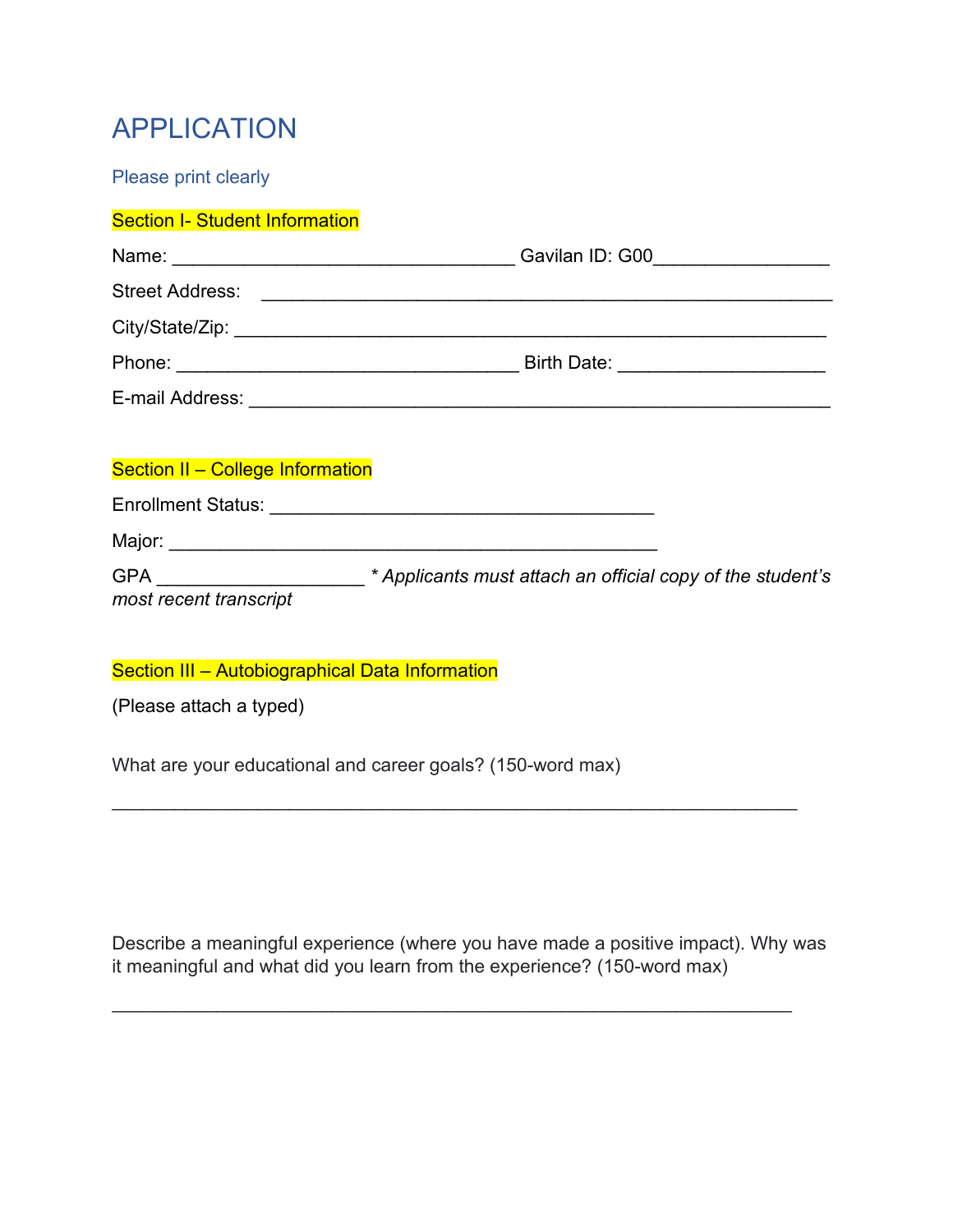# APPLICATION

Please print clearly

## Section I- Student Information

Name: _________________________________ Gavilan ID: G00________________

Street Address: _______________________________________________________

City/State/Zip: ________________________________________________________

Phone: _________________________________ Birth Date: ____________________

E-mail Address: ________________________________________________________

## Section II – College Information

Enrollment Status: ____________________________________

Major: _______________________________________________

GPA ___________________ *\* Applicants must attach an official copy of the student's most recent transcript*

## Section III – Autobiographical Data Information

(Please attach a typed)

What are your educational and career goals? (150-word max)

_________________________________________________________________

Describe a meaningful experience (where you have made a positive impact). Why was it meaningful and what did you learn from the experience? (150-word max)

_________________________________________________________________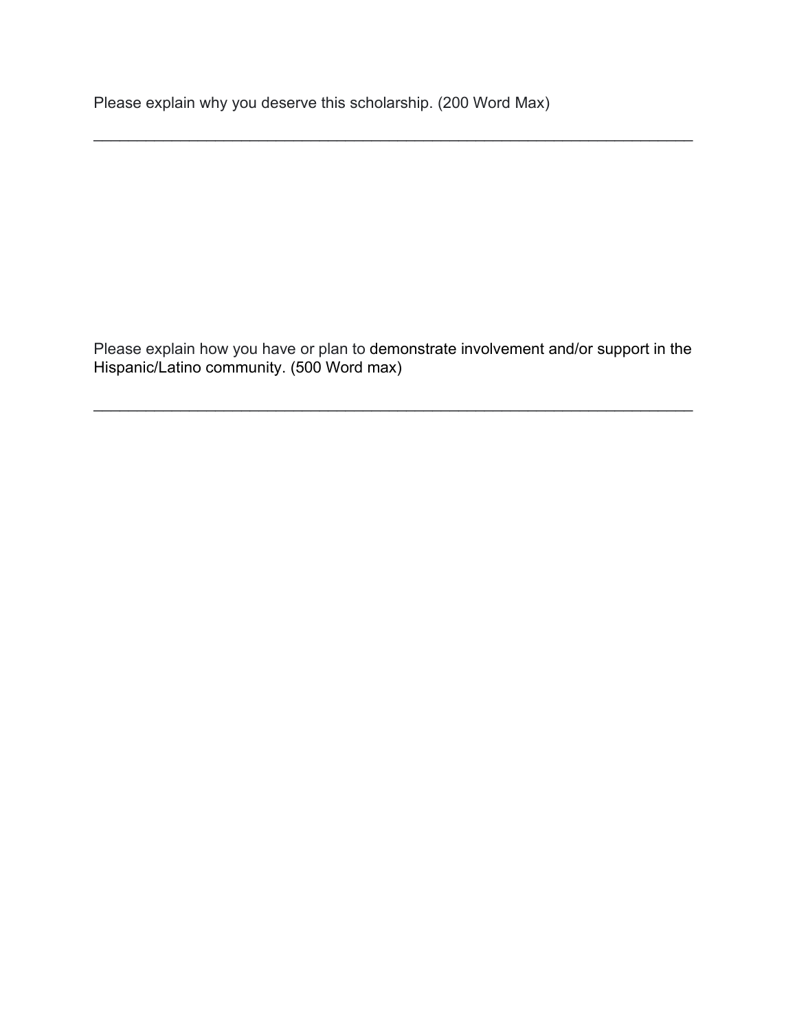Please explain why you deserve this scholarship. (200 Word Max)

\_\_\_\_\_\_\_\_\_\_\_\_\_\_\_\_\_\_\_\_\_\_\_\_\_\_\_\_\_\_\_\_\_\_\_\_\_\_\_\_\_\_\_\_\_\_\_\_\_\_\_\_\_\_\_\_\_\_\_\_\_\_\_\_\_\_\_\_\_\_\_\_

Please explain how you have or plan to demonstrate involvement and/or support in the Hispanic/Latino community. (500 Word max)

\_\_\_\_\_\_\_\_\_\_\_\_\_\_\_\_\_\_\_\_\_\_\_\_\_\_\_\_\_\_\_\_\_\_\_\_\_\_\_\_\_\_\_\_\_\_\_\_\_\_\_\_\_\_\_\_\_\_\_\_\_\_\_\_\_\_\_\_\_\_\_\_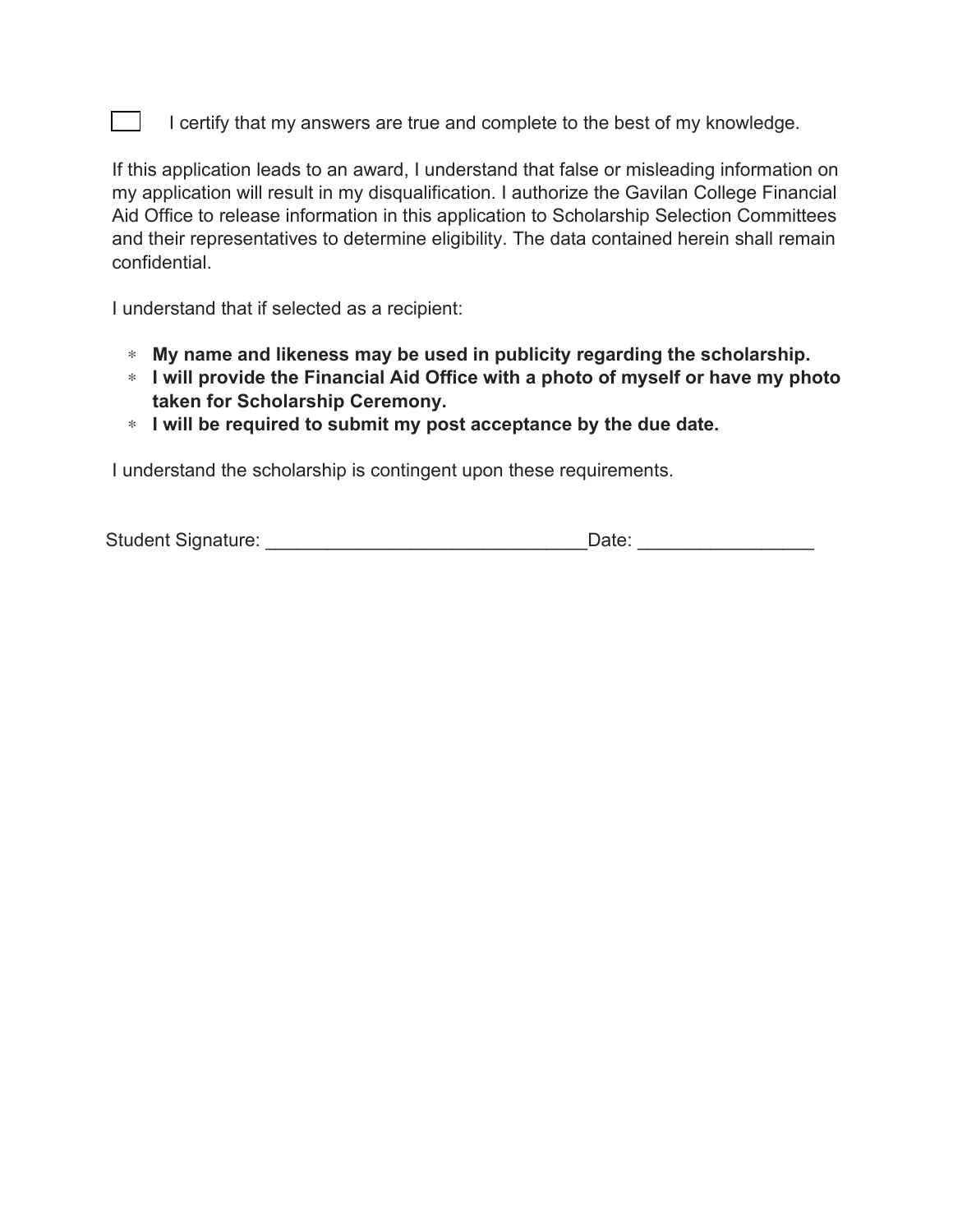☐ I certify that my answers are true and complete to the best of my knowledge.

If this application leads to an award, I understand that false or misleading information on my application will result in my disqualification. I authorize the Gavilan College Financial Aid Office to release information in this application to Scholarship Selection Committees and their representatives to determine eligibility. The data contained herein shall remain confidential.

I understand that if selected as a recipient:

- **My name and likeness may be used in publicity regarding the scholarship.**
- **I will provide the Financial Aid Office with a photo of myself or have my photo taken for Scholarship Ceremony.**
- **I will be required to submit my post acceptance by the due date.**

I understand the scholarship is contingent upon these requirements.

Student Signature: ______________________________Date: ________________